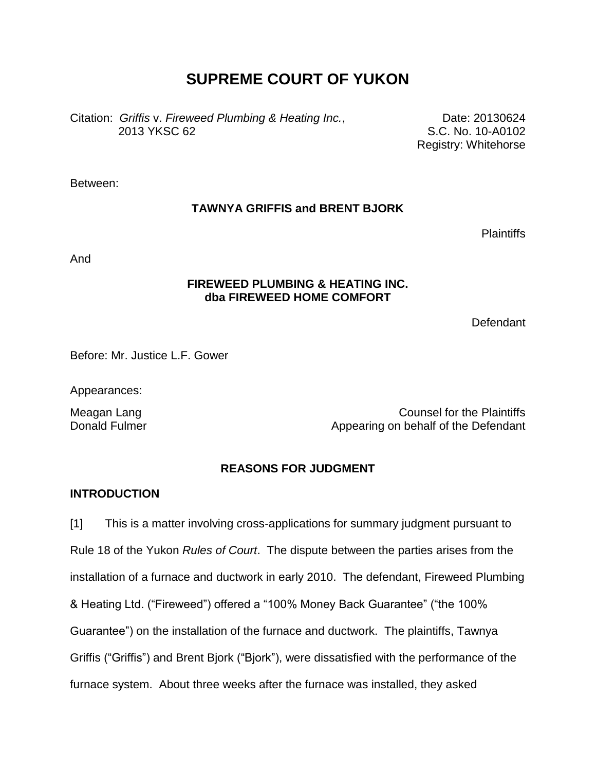# SUPREME COURT OF YUKON

Citation: *Griffis* v. *Fireweed Plumbing & Heating Inc.*, 2013 YKSC 62

Date: 20130624
S.C. No. 10-A0102
Registry: Whitehorse

Between:

**TAWNYA GRIFFIS and BRENT BJORK**

Plaintiffs

And

**FIREWEED PLUMBING & HEATING INC.
dba FIREWEED HOME COMFORT**

Defendant

Before: Mr. Justice L.F. Gower

Appearances:

Meagan Lang — Counsel for the Plaintiffs
Donald Fulmer — Appearing on behalf of the Defendant

## REASONS FOR JUDGMENT

### INTRODUCTION

[1] This is a matter involving cross-applications for summary judgment pursuant to Rule 18 of the Yukon *Rules of Court*. The dispute between the parties arises from the installation of a furnace and ductwork in early 2010. The defendant, Fireweed Plumbing & Heating Ltd. ("Fireweed") offered a "100% Money Back Guarantee" ("the 100% Guarantee") on the installation of the furnace and ductwork. The plaintiffs, Tawnya Griffis ("Griffis") and Brent Bjork ("Bjork"), were dissatisfied with the performance of the furnace system. About three weeks after the furnace was installed, they asked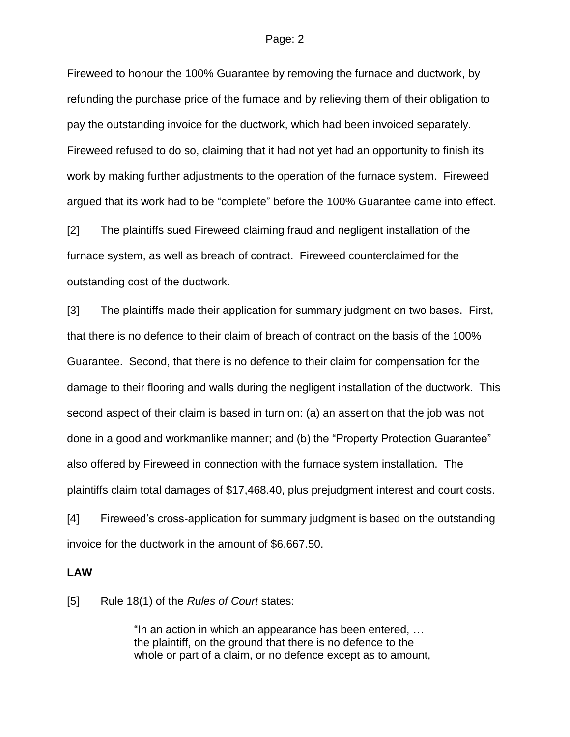Fireweed to honour the 100% Guarantee by removing the furnace and ductwork, by refunding the purchase price of the furnace and by relieving them of their obligation to pay the outstanding invoice for the ductwork, which had been invoiced separately. Fireweed refused to do so, claiming that it had not yet had an opportunity to finish its work by making further adjustments to the operation of the furnace system. Fireweed argued that its work had to be "complete" before the 100% Guarantee came into effect.

[2] The plaintiffs sued Fireweed claiming fraud and negligent installation of the furnace system, as well as breach of contract. Fireweed counterclaimed for the outstanding cost of the ductwork.

[3] The plaintiffs made their application for summary judgment on two bases. First, that there is no defence to their claim of breach of contract on the basis of the 100% Guarantee. Second, that there is no defence to their claim for compensation for the damage to their flooring and walls during the negligent installation of the ductwork. This second aspect of their claim is based in turn on: (a) an assertion that the job was not done in a good and workmanlike manner; and (b) the "Property Protection Guarantee" also offered by Fireweed in connection with the furnace system installation. The plaintiffs claim total damages of $17,468.40, plus prejudgment interest and court costs.

[4] Fireweed's cross-application for summary judgment is based on the outstanding invoice for the ductwork in the amount of $6,667.50.

**LAW**

[5] Rule 18(1) of the *Rules of Court* states:

> "In an action in which an appearance has been entered, … the plaintiff, on the ground that there is no defence to the whole or part of a claim, or no defence except as to amount,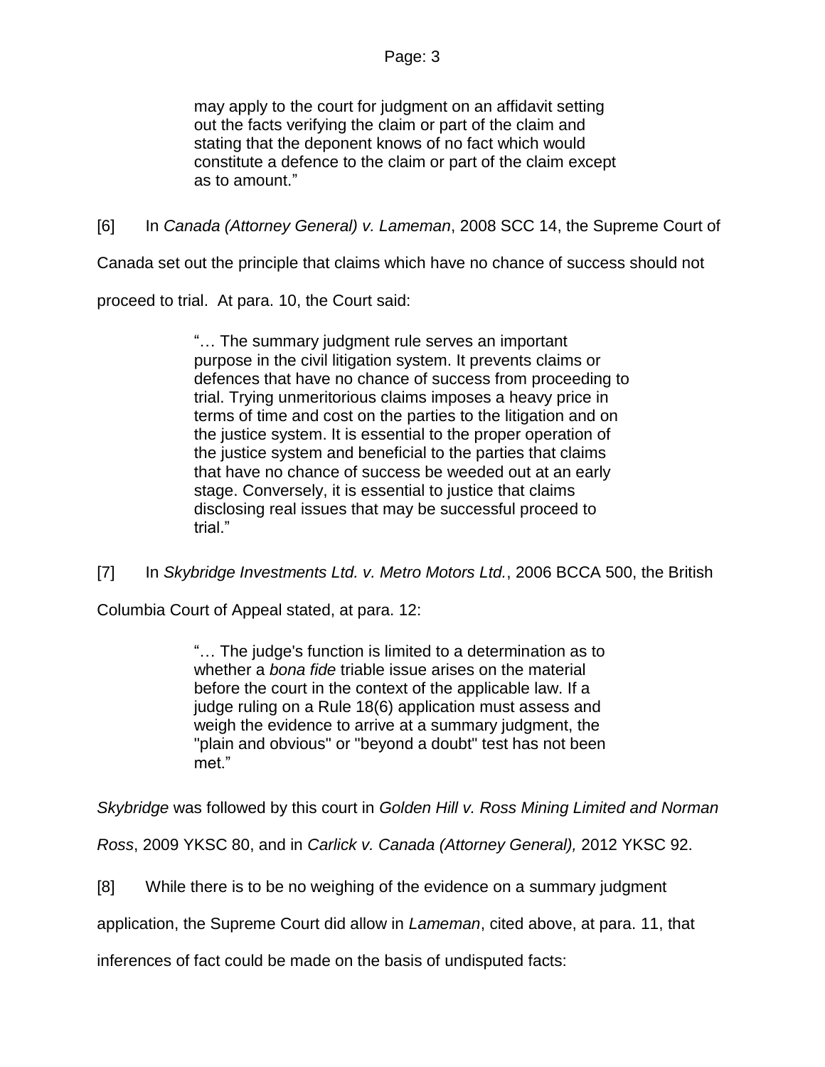> may apply to the court for judgment on an affidavit setting out the facts verifying the claim or part of the claim and stating that the deponent knows of no fact which would constitute a defence to the claim or part of the claim except as to amount."

[6] In *Canada (Attorney General) v. Lameman*, 2008 SCC 14, the Supreme Court of Canada set out the principle that claims which have no chance of success should not proceed to trial. At para. 10, the Court said:

> "… The summary judgment rule serves an important purpose in the civil litigation system. It prevents claims or defences that have no chance of success from proceeding to trial. Trying unmeritorious claims imposes a heavy price in terms of time and cost on the parties to the litigation and on the justice system. It is essential to the proper operation of the justice system and beneficial to the parties that claims that have no chance of success be weeded out at an early stage. Conversely, it is essential to justice that claims disclosing real issues that may be successful proceed to trial."

[7] In *Skybridge Investments Ltd. v. Metro Motors Ltd.*, 2006 BCCA 500, the British Columbia Court of Appeal stated, at para. 12:

> "… The judge's function is limited to a determination as to whether a *bona fide* triable issue arises on the material before the court in the context of the applicable law. If a judge ruling on a Rule 18(6) application must assess and weigh the evidence to arrive at a summary judgment, the "plain and obvious" or "beyond a doubt" test has not been met."

*Skybridge* was followed by this court in *Golden Hill v. Ross Mining Limited and Norman Ross*, 2009 YKSC 80, and in *Carlick v. Canada (Attorney General),* 2012 YKSC 92.

[8] While there is to be no weighing of the evidence on a summary judgment application, the Supreme Court did allow in *Lameman*, cited above, at para. 11, that inferences of fact could be made on the basis of undisputed facts: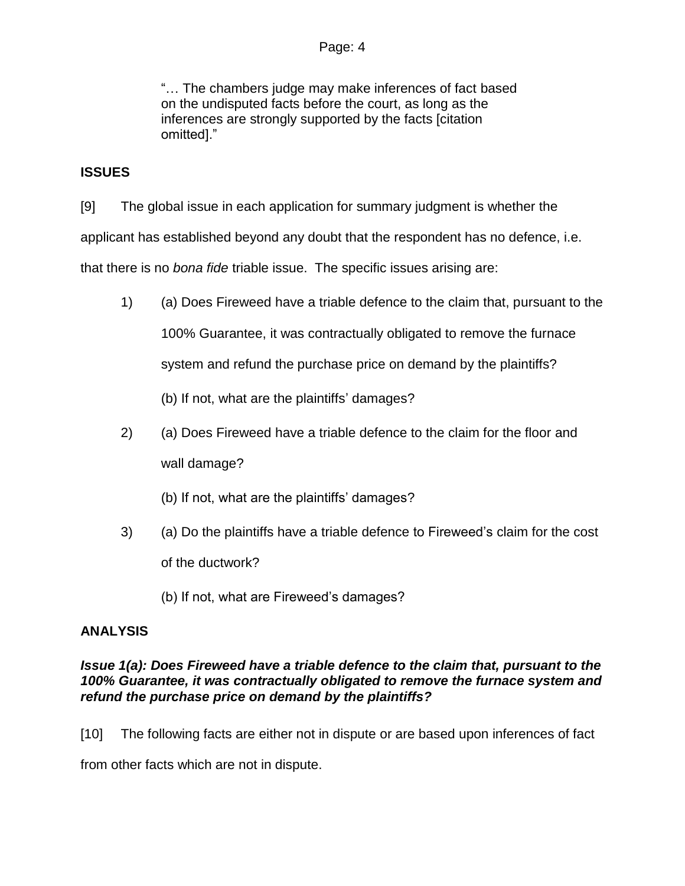> "… The chambers judge may make inferences of fact based on the undisputed facts before the court, as long as the inferences are strongly supported by the facts [citation omitted]."

## ISSUES

[9] The global issue in each application for summary judgment is whether the applicant has established beyond any doubt that the respondent has no defence, i.e. that there is no *bona fide* triable issue. The specific issues arising are:

1) (a) Does Fireweed have a triable defence to the claim that, pursuant to the 100% Guarantee, it was contractually obligated to remove the furnace system and refund the purchase price on demand by the plaintiffs?

   (b) If not, what are the plaintiffs' damages?

2) (a) Does Fireweed have a triable defence to the claim for the floor and wall damage?

   (b) If not, what are the plaintiffs' damages?

3) (a) Do the plaintiffs have a triable defence to Fireweed's claim for the cost of the ductwork?

   (b) If not, what are Fireweed's damages?

## ANALYSIS

### *Issue 1(a): Does Fireweed have a triable defence to the claim that, pursuant to the 100% Guarantee, it was contractually obligated to remove the furnace system and refund the purchase price on demand by the plaintiffs?*

[10] The following facts are either not in dispute or are based upon inferences of fact from other facts which are not in dispute.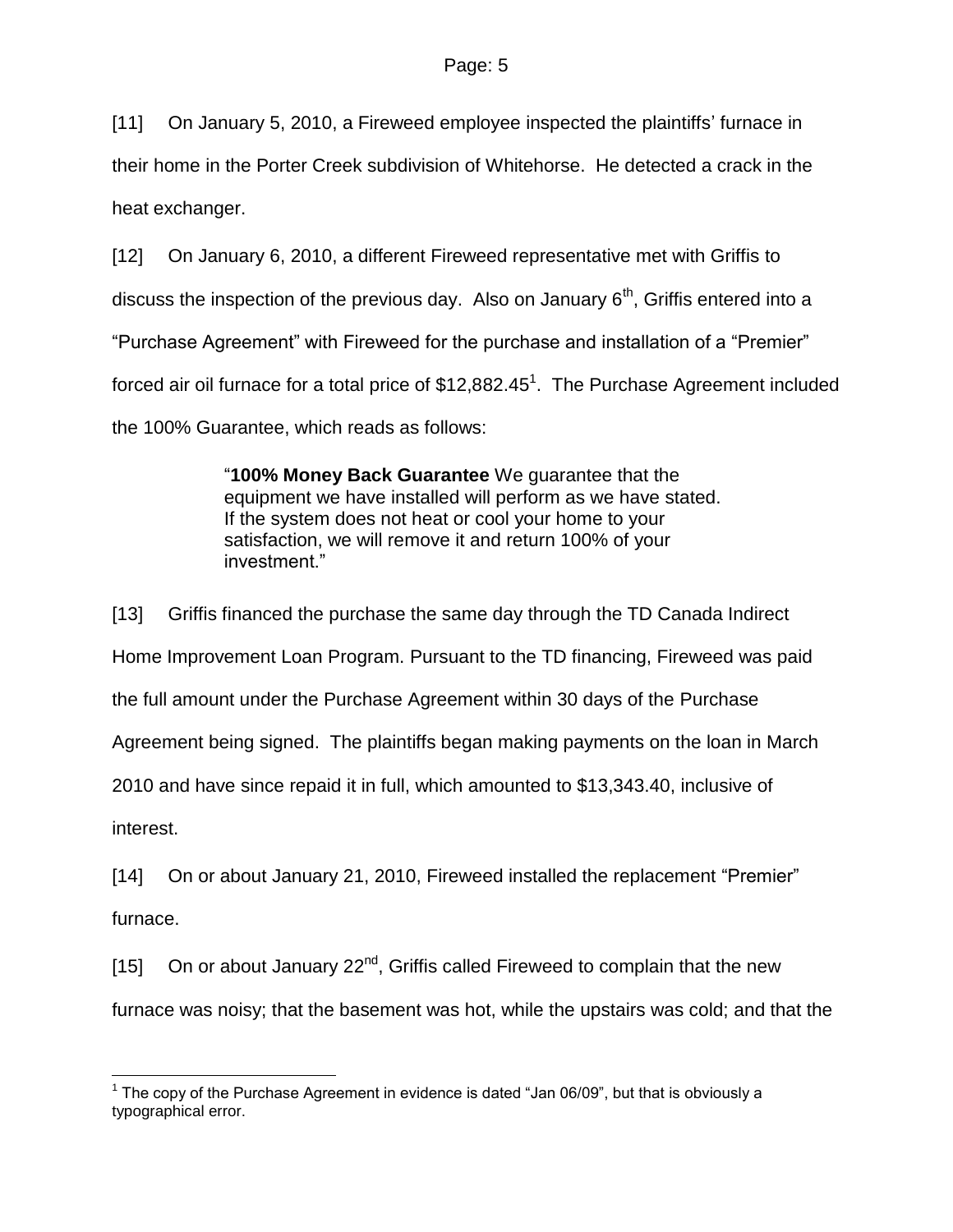[11] On January 5, 2010, a Fireweed employee inspected the plaintiffs' furnace in their home in the Porter Creek subdivision of Whitehorse. He detected a crack in the heat exchanger.

[12] On January 6, 2010, a different Fireweed representative met with Griffis to discuss the inspection of the previous day. Also on January 6th, Griffis entered into a "Purchase Agreement" with Fireweed for the purchase and installation of a "Premier" forced air oil furnace for a total price of $12,882.45[1]. The Purchase Agreement included the 100% Guarantee, which reads as follows:

> "**100% Money Back Guarantee** We guarantee that the equipment we have installed will perform as we have stated. If the system does not heat or cool your home to your satisfaction, we will remove it and return 100% of your investment."

[13] Griffis financed the purchase the same day through the TD Canada Indirect Home Improvement Loan Program. Pursuant to the TD financing, Fireweed was paid the full amount under the Purchase Agreement within 30 days of the Purchase Agreement being signed. The plaintiffs began making payments on the loan in March 2010 and have since repaid it in full, which amounted to $13,343.40, inclusive of interest.

[14] On or about January 21, 2010, Fireweed installed the replacement "Premier" furnace.

[15] On or about January 22nd, Griffis called Fireweed to complain that the new furnace was noisy; that the basement was hot, while the upstairs was cold; and that the

---

[1] The copy of the Purchase Agreement in evidence is dated "Jan 06/09", but that is obviously a typographical error.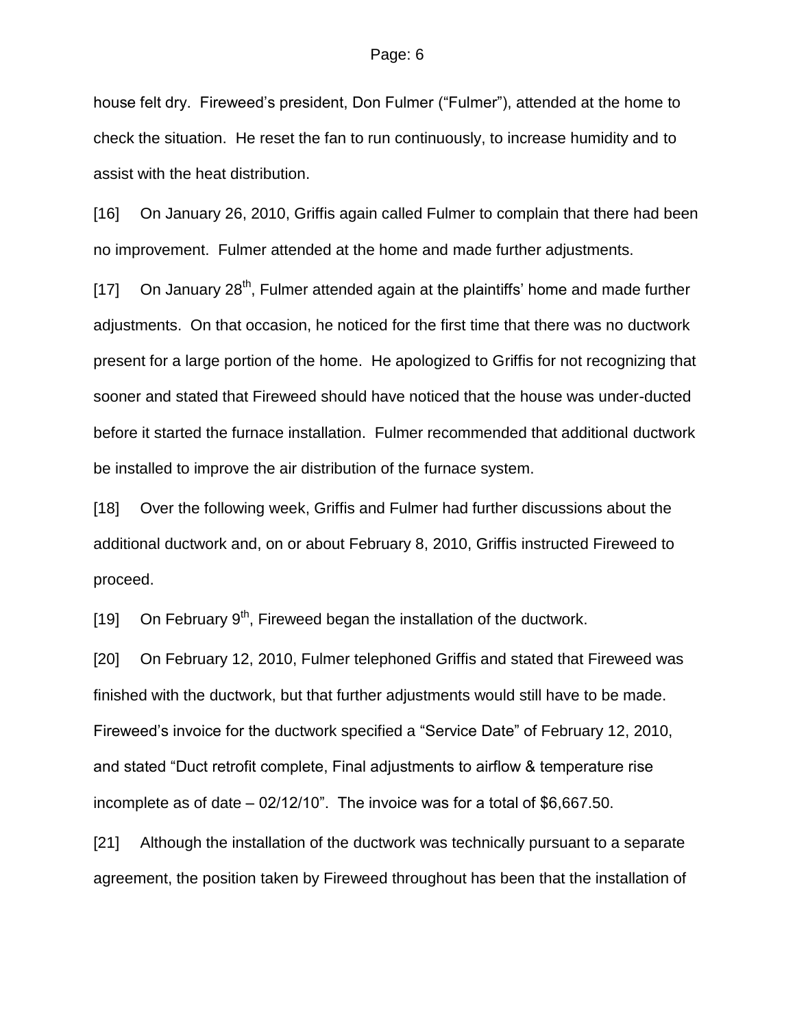house felt dry. Fireweed's president, Don Fulmer ("Fulmer"), attended at the home to check the situation. He reset the fan to run continuously, to increase humidity and to assist with the heat distribution.

[16] On January 26, 2010, Griffis again called Fulmer to complain that there had been no improvement. Fulmer attended at the home and made further adjustments.

[17] On January 28th, Fulmer attended again at the plaintiffs' home and made further adjustments. On that occasion, he noticed for the first time that there was no ductwork present for a large portion of the home. He apologized to Griffis for not recognizing that sooner and stated that Fireweed should have noticed that the house was under-ducted before it started the furnace installation. Fulmer recommended that additional ductwork be installed to improve the air distribution of the furnace system.

[18] Over the following week, Griffis and Fulmer had further discussions about the additional ductwork and, on or about February 8, 2010, Griffis instructed Fireweed to proceed.

[19] On February 9th, Fireweed began the installation of the ductwork.

[20] On February 12, 2010, Fulmer telephoned Griffis and stated that Fireweed was finished with the ductwork, but that further adjustments would still have to be made. Fireweed's invoice for the ductwork specified a "Service Date" of February 12, 2010, and stated "Duct retrofit complete, Final adjustments to airflow & temperature rise incomplete as of date – 02/12/10". The invoice was for a total of $6,667.50.

[21] Although the installation of the ductwork was technically pursuant to a separate agreement, the position taken by Fireweed throughout has been that the installation of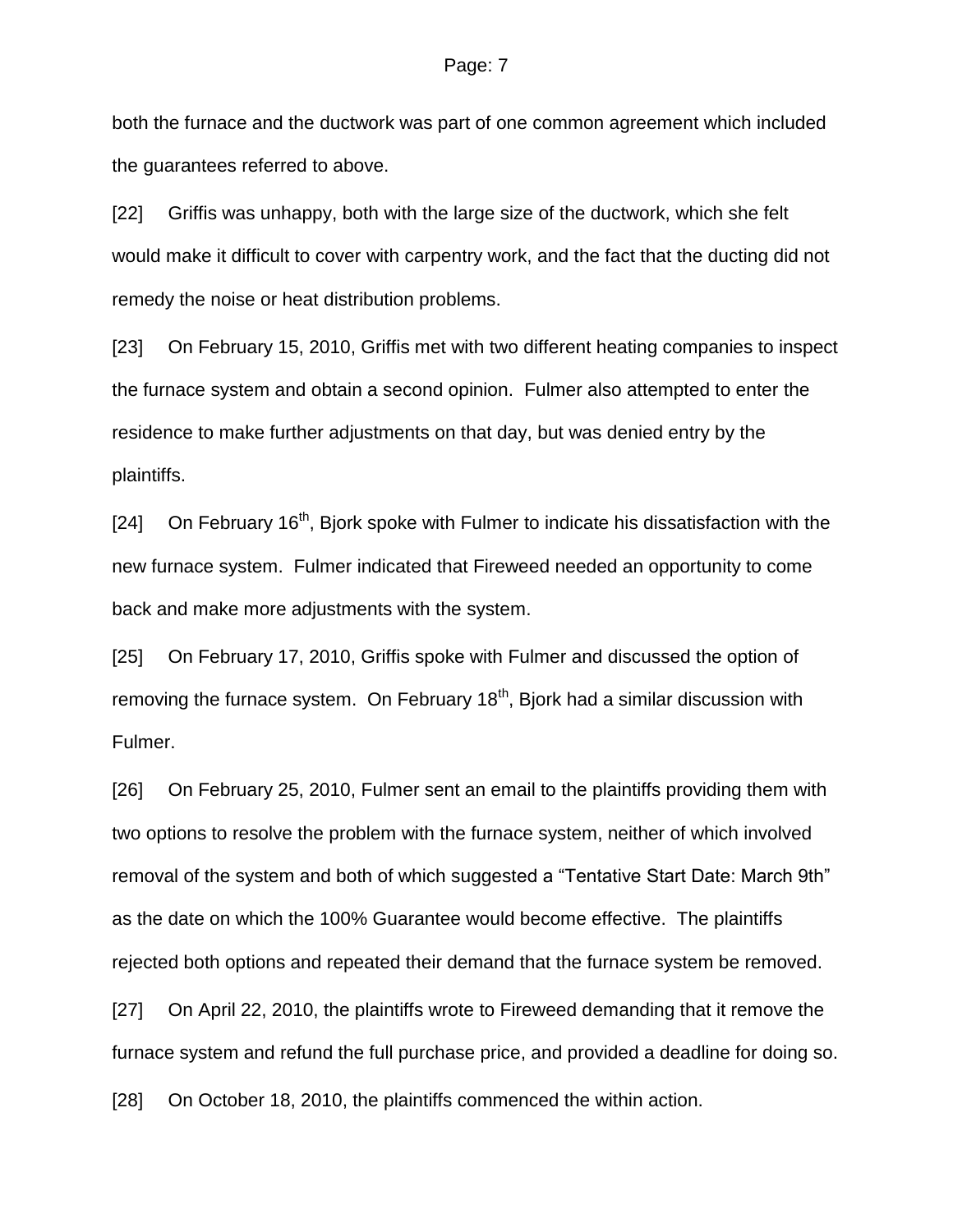both the furnace and the ductwork was part of one common agreement which included the guarantees referred to above.

[22] Griffis was unhappy, both with the large size of the ductwork, which she felt would make it difficult to cover with carpentry work, and the fact that the ducting did not remedy the noise or heat distribution problems.

[23] On February 15, 2010, Griffis met with two different heating companies to inspect the furnace system and obtain a second opinion. Fulmer also attempted to enter the residence to make further adjustments on that day, but was denied entry by the plaintiffs.

[24] On February 16th, Bjork spoke with Fulmer to indicate his dissatisfaction with the new furnace system. Fulmer indicated that Fireweed needed an opportunity to come back and make more adjustments with the system.

[25] On February 17, 2010, Griffis spoke with Fulmer and discussed the option of removing the furnace system. On February 18th, Bjork had a similar discussion with Fulmer.

[26] On February 25, 2010, Fulmer sent an email to the plaintiffs providing them with two options to resolve the problem with the furnace system, neither of which involved removal of the system and both of which suggested a "Tentative Start Date: March 9th" as the date on which the 100% Guarantee would become effective. The plaintiffs rejected both options and repeated their demand that the furnace system be removed.

[27] On April 22, 2010, the plaintiffs wrote to Fireweed demanding that it remove the furnace system and refund the full purchase price, and provided a deadline for doing so.

[28] On October 18, 2010, the plaintiffs commenced the within action.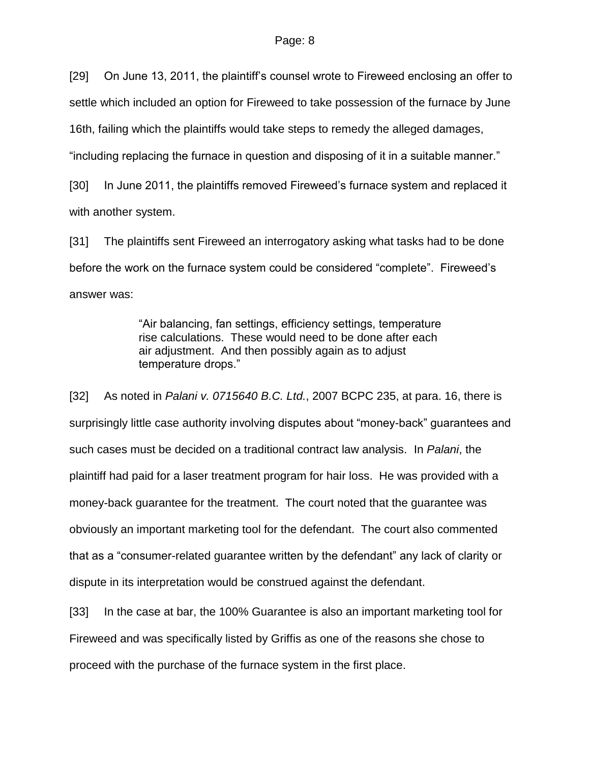[29] On June 13, 2011, the plaintiff's counsel wrote to Fireweed enclosing an offer to settle which included an option for Fireweed to take possession of the furnace by June 16th, failing which the plaintiffs would take steps to remedy the alleged damages, "including replacing the furnace in question and disposing of it in a suitable manner."

[30] In June 2011, the plaintiffs removed Fireweed's furnace system and replaced it with another system.

[31] The plaintiffs sent Fireweed an interrogatory asking what tasks had to be done before the work on the furnace system could be considered "complete". Fireweed's answer was:

> "Air balancing, fan settings, efficiency settings, temperature rise calculations. These would need to be done after each air adjustment. And then possibly again as to adjust temperature drops."

[32] As noted in *Palani v. 0715640 B.C. Ltd.*, 2007 BCPC 235, at para. 16, there is surprisingly little case authority involving disputes about "money-back" guarantees and such cases must be decided on a traditional contract law analysis. In *Palani*, the plaintiff had paid for a laser treatment program for hair loss. He was provided with a money-back guarantee for the treatment. The court noted that the guarantee was obviously an important marketing tool for the defendant. The court also commented that as a "consumer-related guarantee written by the defendant" any lack of clarity or dispute in its interpretation would be construed against the defendant.

[33] In the case at bar, the 100% Guarantee is also an important marketing tool for Fireweed and was specifically listed by Griffis as one of the reasons she chose to proceed with the purchase of the furnace system in the first place.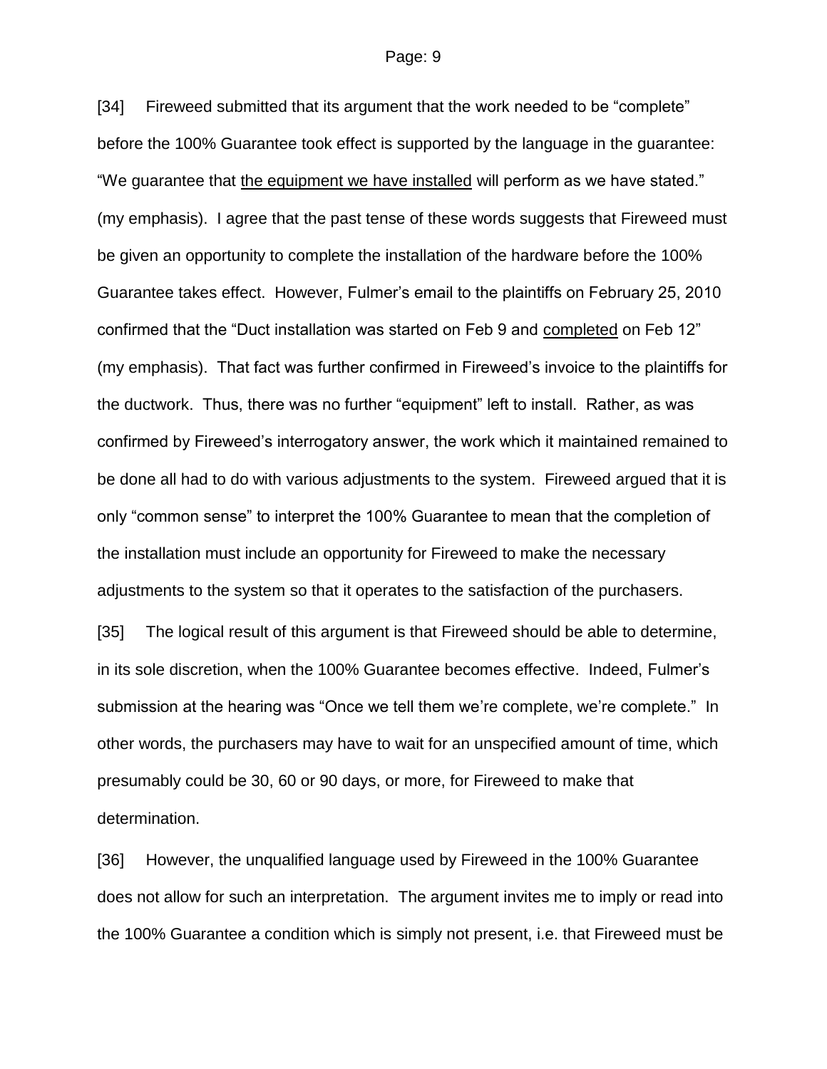[34] Fireweed submitted that its argument that the work needed to be “complete” before the 100% Guarantee took effect is supported by the language in the guarantee: “We guarantee that <u>the equipment we have installed</u> will perform as we have stated.” (my emphasis). I agree that the past tense of these words suggests that Fireweed must be given an opportunity to complete the installation of the hardware before the 100% Guarantee takes effect. However, Fulmer’s email to the plaintiffs on February 25, 2010 confirmed that the “Duct installation was started on Feb 9 and <u>completed</u> on Feb 12” (my emphasis). That fact was further confirmed in Fireweed’s invoice to the plaintiffs for the ductwork. Thus, there was no further “equipment” left to install. Rather, as was confirmed by Fireweed’s interrogatory answer, the work which it maintained remained to be done all had to do with various adjustments to the system. Fireweed argued that it is only “common sense” to interpret the 100% Guarantee to mean that the completion of the installation must include an opportunity for Fireweed to make the necessary adjustments to the system so that it operates to the satisfaction of the purchasers.

[35] The logical result of this argument is that Fireweed should be able to determine, in its sole discretion, when the 100% Guarantee becomes effective. Indeed, Fulmer’s submission at the hearing was “Once we tell them we’re complete, we’re complete.” In other words, the purchasers may have to wait for an unspecified amount of time, which presumably could be 30, 60 or 90 days, or more, for Fireweed to make that determination.

[36] However, the unqualified language used by Fireweed in the 100% Guarantee does not allow for such an interpretation. The argument invites me to imply or read into the 100% Guarantee a condition which is simply not present, i.e. that Fireweed must be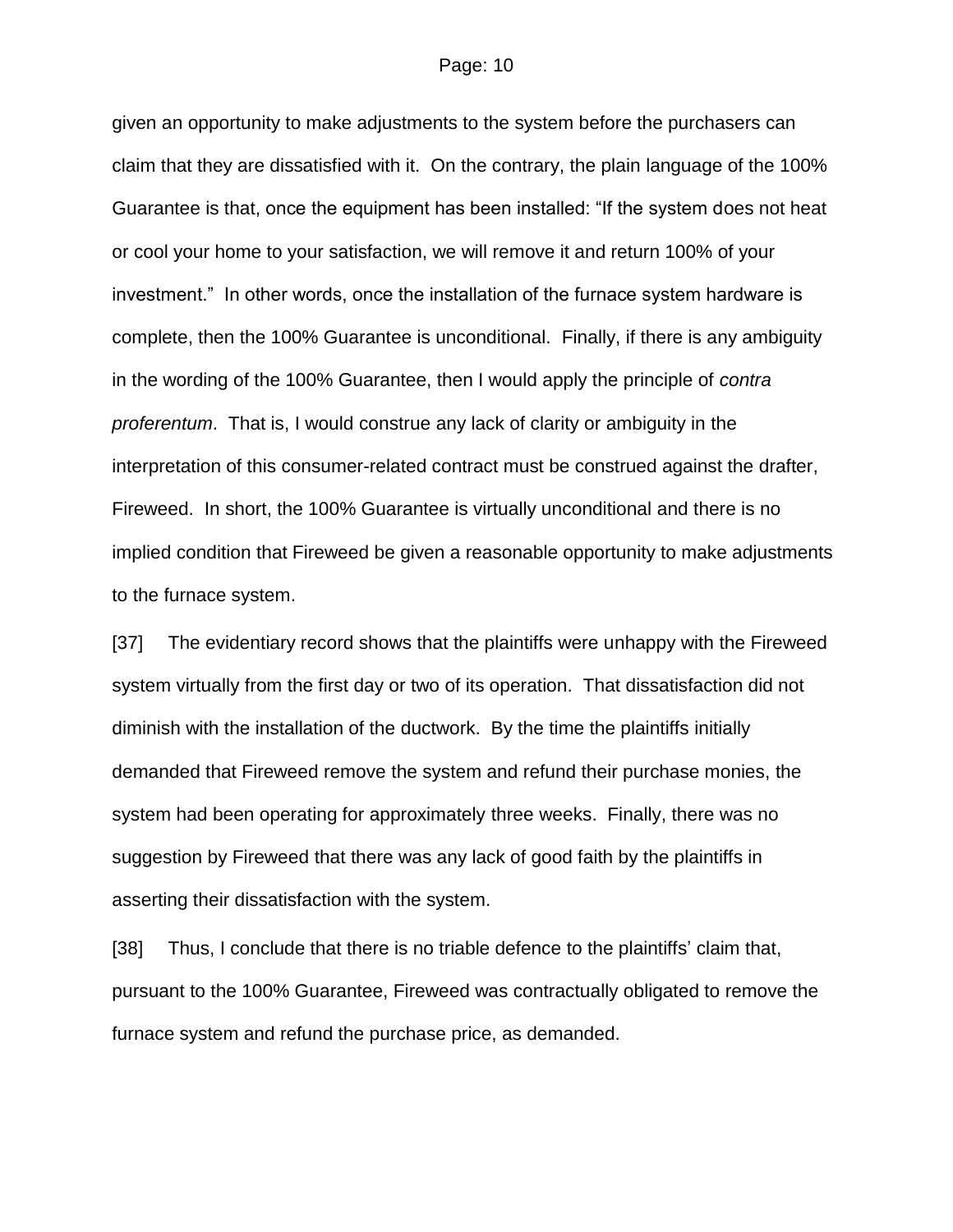given an opportunity to make adjustments to the system before the purchasers can claim that they are dissatisfied with it. On the contrary, the plain language of the 100% Guarantee is that, once the equipment has been installed: "If the system does not heat or cool your home to your satisfaction, we will remove it and return 100% of your investment." In other words, once the installation of the furnace system hardware is complete, then the 100% Guarantee is unconditional. Finally, if there is any ambiguity in the wording of the 100% Guarantee, then I would apply the principle of *contra proferentum*. That is, I would construe any lack of clarity or ambiguity in the interpretation of this consumer-related contract must be construed against the drafter, Fireweed. In short, the 100% Guarantee is virtually unconditional and there is no implied condition that Fireweed be given a reasonable opportunity to make adjustments to the furnace system.

[37] The evidentiary record shows that the plaintiffs were unhappy with the Fireweed system virtually from the first day or two of its operation. That dissatisfaction did not diminish with the installation of the ductwork. By the time the plaintiffs initially demanded that Fireweed remove the system and refund their purchase monies, the system had been operating for approximately three weeks. Finally, there was no suggestion by Fireweed that there was any lack of good faith by the plaintiffs in asserting their dissatisfaction with the system.

[38] Thus, I conclude that there is no triable defence to the plaintiffs' claim that, pursuant to the 100% Guarantee, Fireweed was contractually obligated to remove the furnace system and refund the purchase price, as demanded.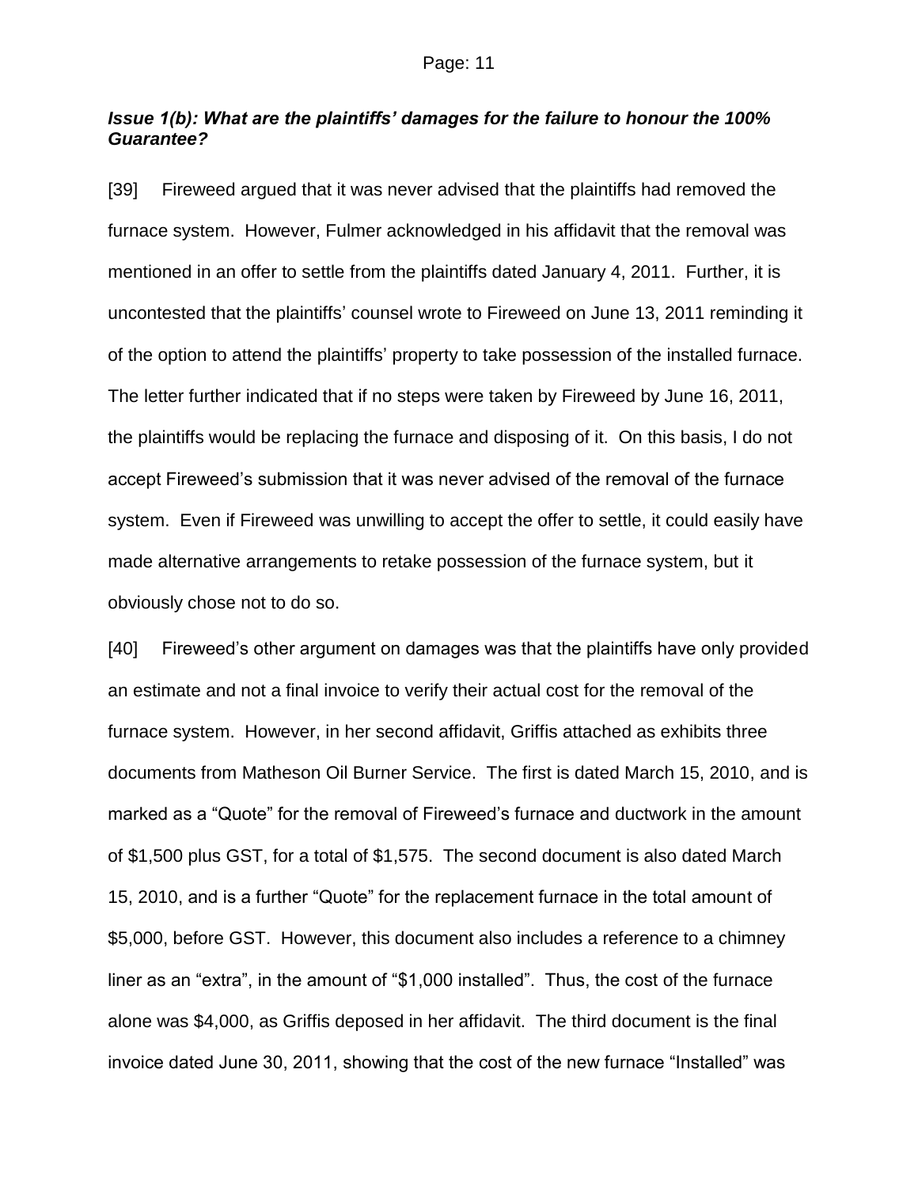### *Issue 1(b): What are the plaintiffs' damages for the failure to honour the 100% Guarantee?*

[39] Fireweed argued that it was never advised that the plaintiffs had removed the furnace system. However, Fulmer acknowledged in his affidavit that the removal was mentioned in an offer to settle from the plaintiffs dated January 4, 2011. Further, it is uncontested that the plaintiffs' counsel wrote to Fireweed on June 13, 2011 reminding it of the option to attend the plaintiffs' property to take possession of the installed furnace. The letter further indicated that if no steps were taken by Fireweed by June 16, 2011, the plaintiffs would be replacing the furnace and disposing of it. On this basis, I do not accept Fireweed's submission that it was never advised of the removal of the furnace system. Even if Fireweed was unwilling to accept the offer to settle, it could easily have made alternative arrangements to retake possession of the furnace system, but it obviously chose not to do so.

[40] Fireweed's other argument on damages was that the plaintiffs have only provided an estimate and not a final invoice to verify their actual cost for the removal of the furnace system. However, in her second affidavit, Griffis attached as exhibits three documents from Matheson Oil Burner Service. The first is dated March 15, 2010, and is marked as a "Quote" for the removal of Fireweed's furnace and ductwork in the amount of $1,500 plus GST, for a total of $1,575. The second document is also dated March 15, 2010, and is a further "Quote" for the replacement furnace in the total amount of $5,000, before GST. However, this document also includes a reference to a chimney liner as an "extra", in the amount of "$1,000 installed". Thus, the cost of the furnace alone was $4,000, as Griffis deposed in her affidavit. The third document is the final invoice dated June 30, 2011, showing that the cost of the new furnace "Installed" was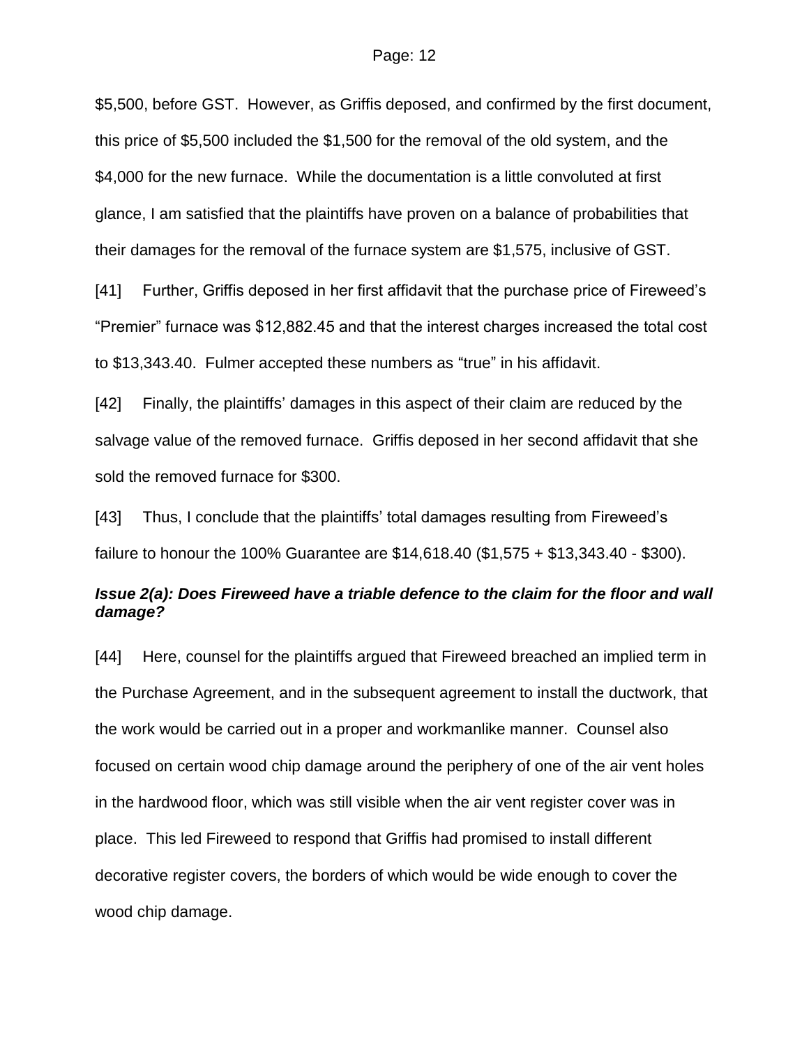$5,500, before GST. However, as Griffis deposed, and confirmed by the first document, this price of $5,500 included the $1,500 for the removal of the old system, and the $4,000 for the new furnace. While the documentation is a little convoluted at first glance, I am satisfied that the plaintiffs have proven on a balance of probabilities that their damages for the removal of the furnace system are $1,575, inclusive of GST.

[41] Further, Griffis deposed in her first affidavit that the purchase price of Fireweed's "Premier" furnace was $12,882.45 and that the interest charges increased the total cost to $13,343.40. Fulmer accepted these numbers as "true" in his affidavit.

[42] Finally, the plaintiffs' damages in this aspect of their claim are reduced by the salvage value of the removed furnace. Griffis deposed in her second affidavit that she sold the removed furnace for $300.

[43] Thus, I conclude that the plaintiffs' total damages resulting from Fireweed's failure to honour the 100% Guarantee are $14,618.40 ($1,575 + $13,343.40 - $300).

### ***Issue 2(a): Does Fireweed have a triable defence to the claim for the floor and wall damage?***

[44] Here, counsel for the plaintiffs argued that Fireweed breached an implied term in the Purchase Agreement, and in the subsequent agreement to install the ductwork, that the work would be carried out in a proper and workmanlike manner. Counsel also focused on certain wood chip damage around the periphery of one of the air vent holes in the hardwood floor, which was still visible when the air vent register cover was in place. This led Fireweed to respond that Griffis had promised to install different decorative register covers, the borders of which would be wide enough to cover the wood chip damage.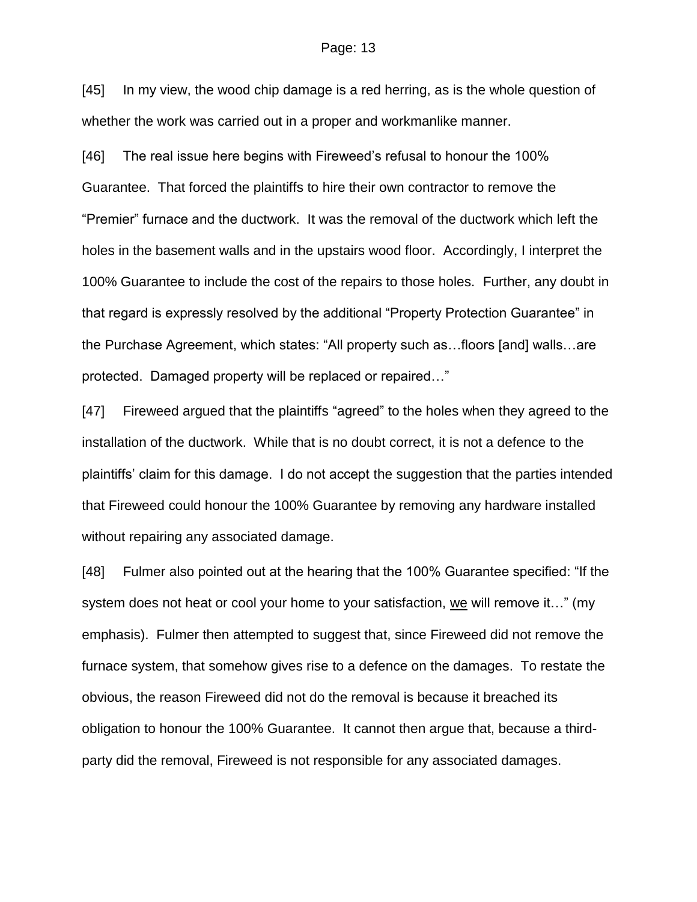[45] In my view, the wood chip damage is a red herring, as is the whole question of whether the work was carried out in a proper and workmanlike manner.

[46] The real issue here begins with Fireweed's refusal to honour the 100% Guarantee. That forced the plaintiffs to hire their own contractor to remove the "Premier" furnace and the ductwork. It was the removal of the ductwork which left the holes in the basement walls and in the upstairs wood floor. Accordingly, I interpret the 100% Guarantee to include the cost of the repairs to those holes. Further, any doubt in that regard is expressly resolved by the additional "Property Protection Guarantee" in the Purchase Agreement, which states: "All property such as…floors [and] walls…are protected. Damaged property will be replaced or repaired…"

[47] Fireweed argued that the plaintiffs "agreed" to the holes when they agreed to the installation of the ductwork. While that is no doubt correct, it is not a defence to the plaintiffs' claim for this damage. I do not accept the suggestion that the parties intended that Fireweed could honour the 100% Guarantee by removing any hardware installed without repairing any associated damage.

[48] Fulmer also pointed out at the hearing that the 100% Guarantee specified: "If the system does not heat or cool your home to your satisfaction, <u>we</u> will remove it…" (my emphasis). Fulmer then attempted to suggest that, since Fireweed did not remove the furnace system, that somehow gives rise to a defence on the damages. To restate the obvious, the reason Fireweed did not do the removal is because it breached its obligation to honour the 100% Guarantee. It cannot then argue that, because a third-party did the removal, Fireweed is not responsible for any associated damages.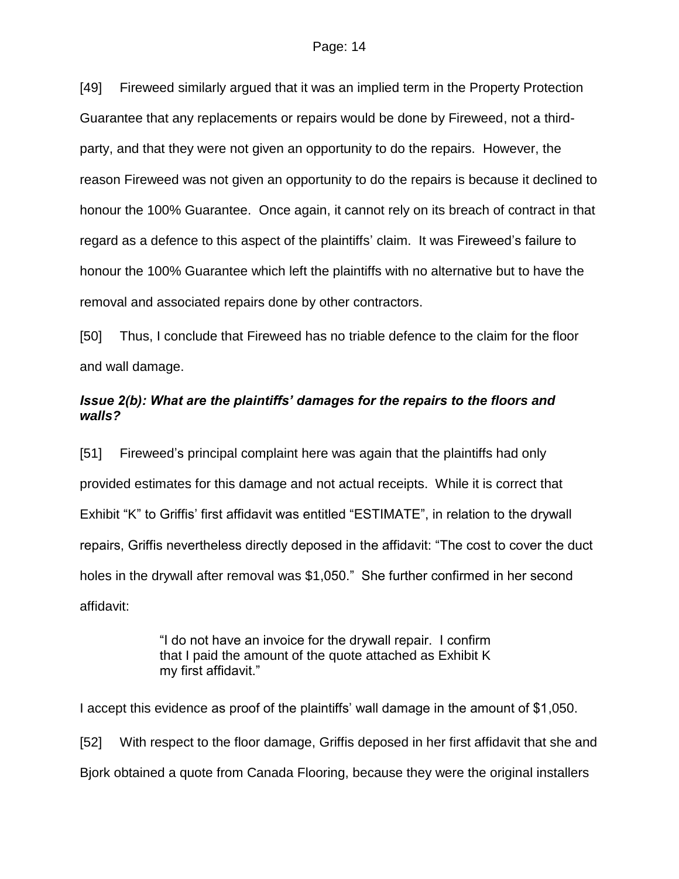[49] Fireweed similarly argued that it was an implied term in the Property Protection Guarantee that any replacements or repairs would be done by Fireweed, not a third-party, and that they were not given an opportunity to do the repairs. However, the reason Fireweed was not given an opportunity to do the repairs is because it declined to honour the 100% Guarantee. Once again, it cannot rely on its breach of contract in that regard as a defence to this aspect of the plaintiffs' claim. It was Fireweed's failure to honour the 100% Guarantee which left the plaintiffs with no alternative but to have the removal and associated repairs done by other contractors.

[50] Thus, I conclude that Fireweed has no triable defence to the claim for the floor and wall damage.

### *Issue 2(b): What are the plaintiffs' damages for the repairs to the floors and walls?*

[51] Fireweed's principal complaint here was again that the plaintiffs had only provided estimates for this damage and not actual receipts. While it is correct that Exhibit "K" to Griffis' first affidavit was entitled "ESTIMATE", in relation to the drywall repairs, Griffis nevertheless directly deposed in the affidavit: "The cost to cover the duct holes in the drywall after removal was $1,050." She further confirmed in her second affidavit:

> "I do not have an invoice for the drywall repair. I confirm that I paid the amount of the quote attached as Exhibit K my first affidavit."

I accept this evidence as proof of the plaintiffs' wall damage in the amount of $1,050.

[52] With respect to the floor damage, Griffis deposed in her first affidavit that she and Bjork obtained a quote from Canada Flooring, because they were the original installers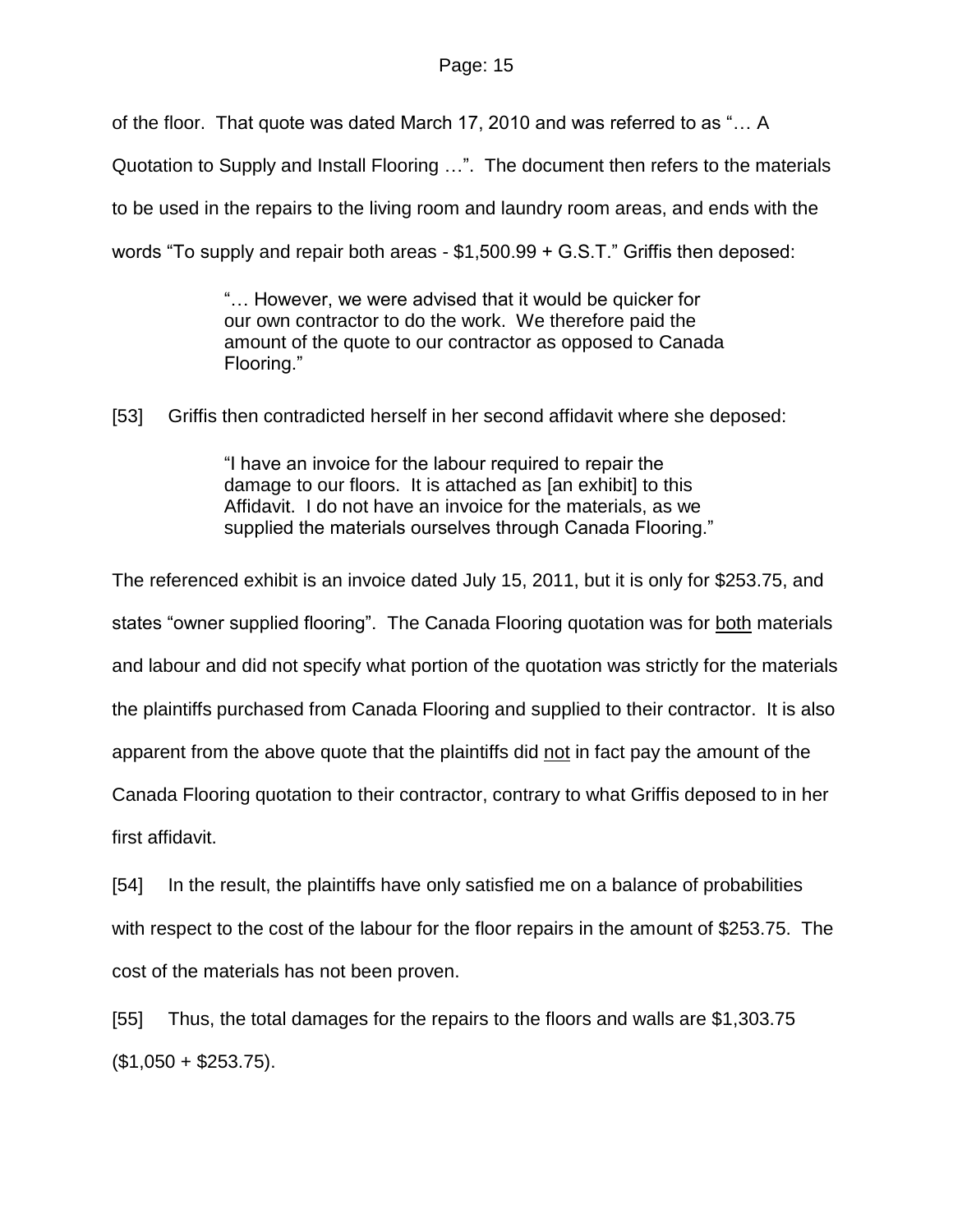of the floor. That quote was dated March 17, 2010 and was referred to as "… A Quotation to Supply and Install Flooring …". The document then refers to the materials to be used in the repairs to the living room and laundry room areas, and ends with the words "To supply and repair both areas - $1,500.99 + G.S.T." Griffis then deposed:

> "… However, we were advised that it would be quicker for our own contractor to do the work. We therefore paid the amount of the quote to our contractor as opposed to Canada Flooring."

[53] Griffis then contradicted herself in her second affidavit where she deposed:

> "I have an invoice for the labour required to repair the damage to our floors. It is attached as [an exhibit] to this Affidavit. I do not have an invoice for the materials, as we supplied the materials ourselves through Canada Flooring."

The referenced exhibit is an invoice dated July 15, 2011, but it is only for $253.75, and states "owner supplied flooring". The Canada Flooring quotation was for <u>both</u> materials and labour and did not specify what portion of the quotation was strictly for the materials the plaintiffs purchased from Canada Flooring and supplied to their contractor. It is also apparent from the above quote that the plaintiffs did <u>not</u> in fact pay the amount of the Canada Flooring quotation to their contractor, contrary to what Griffis deposed to in her first affidavit.

[54] In the result, the plaintiffs have only satisfied me on a balance of probabilities with respect to the cost of the labour for the floor repairs in the amount of $253.75. The cost of the materials has not been proven.

[55] Thus, the total damages for the repairs to the floors and walls are $1,303.75 ($1,050 + $253.75).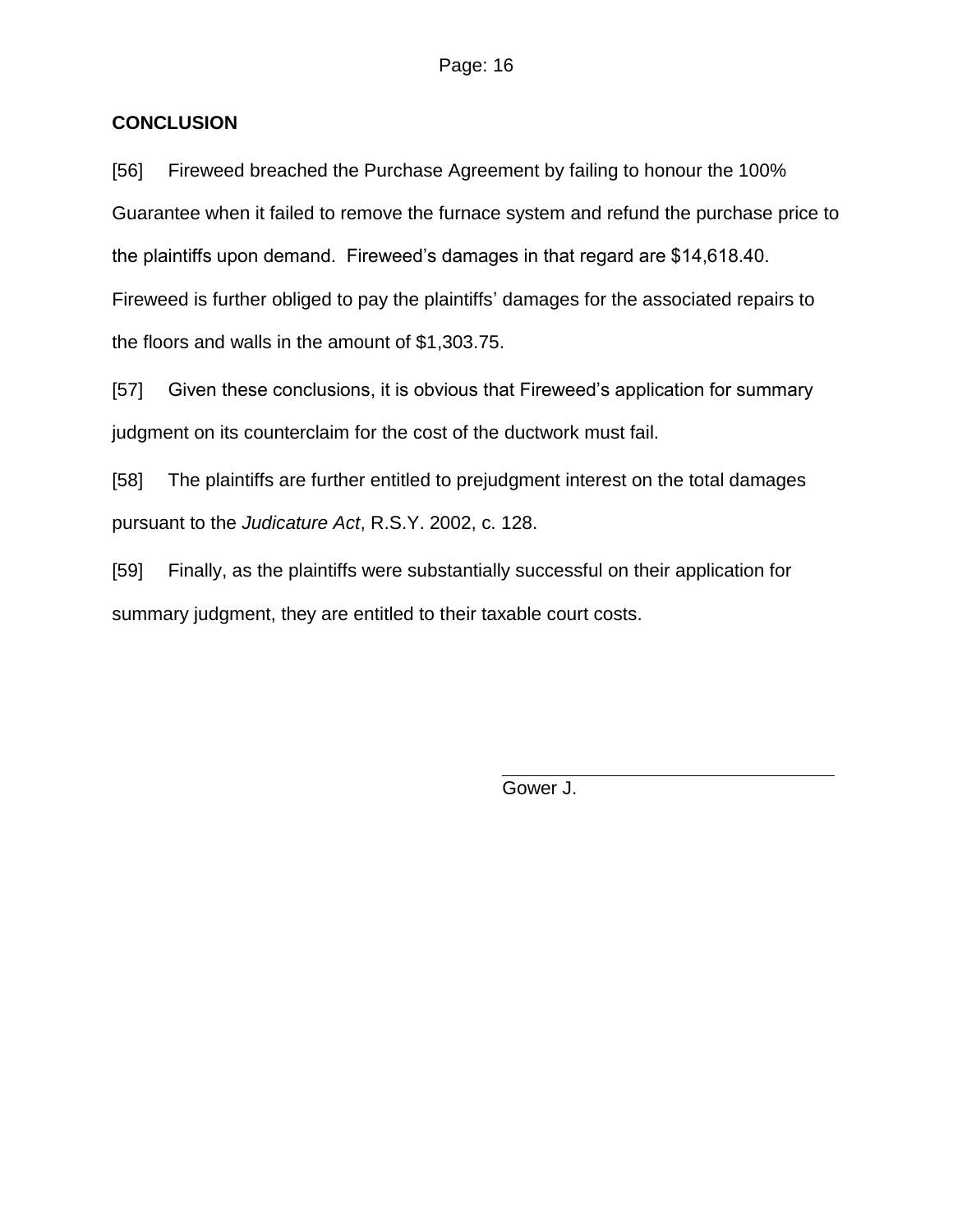## CONCLUSION

[56] Fireweed breached the Purchase Agreement by failing to honour the 100% Guarantee when it failed to remove the furnace system and refund the purchase price to the plaintiffs upon demand. Fireweed's damages in that regard are $14,618.40. Fireweed is further obliged to pay the plaintiffs' damages for the associated repairs to the floors and walls in the amount of $1,303.75.

[57] Given these conclusions, it is obvious that Fireweed's application for summary judgment on its counterclaim for the cost of the ductwork must fail.

[58] The plaintiffs are further entitled to prejudgment interest on the total damages pursuant to the *Judicature Act*, R.S.Y. 2002, c. 128.

[59] Finally, as the plaintiffs were substantially successful on their application for summary judgment, they are entitled to their taxable court costs.

Gower J.